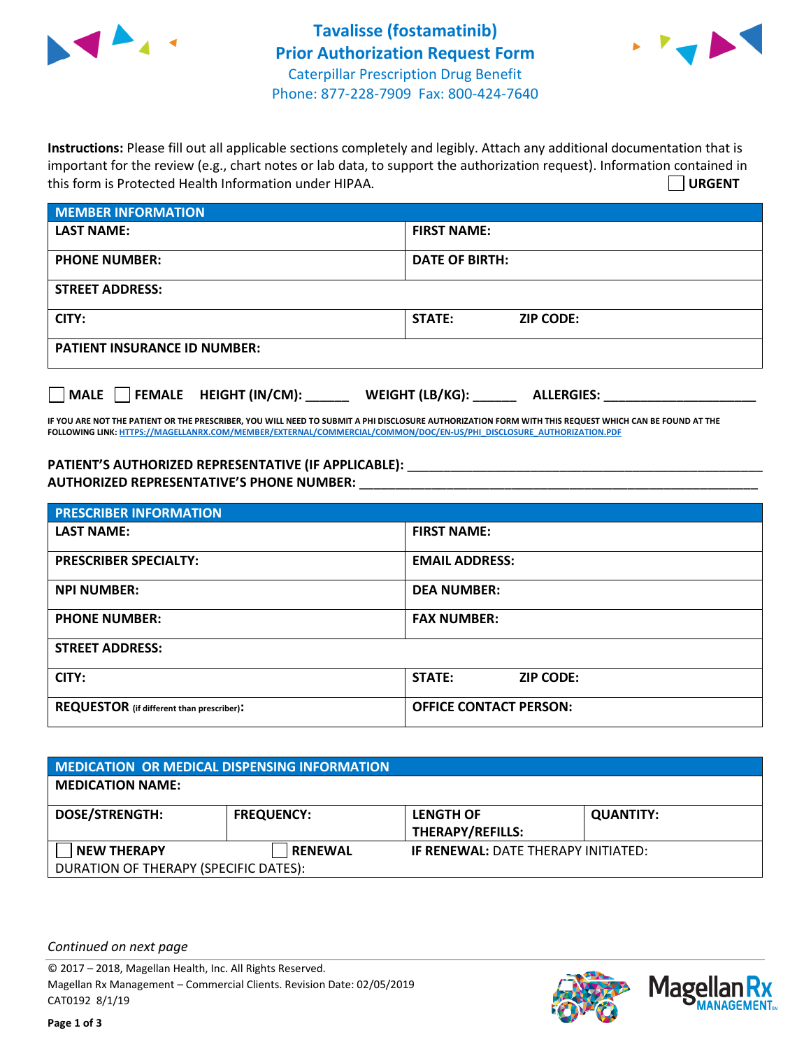# Tavalisse (fostamatinib) Prior Authorization Request Form

Caterpillar Prescription Drug Benefit
Phone: 877-228-7909 Fax: 800-424-7640

**Instructions:** Please fill out all applicable sections completely and legibly. Attach any additional documentation that is important for the review (e.g., chart notes or lab data, to support the authorization request). Information contained in this form is Protected Health Information under HIPAA.

☐ **URGENT**

| MEMBER INFORMATION | |
|---|---|
| **LAST NAME:** | **FIRST NAME:** |
| **PHONE NUMBER:** | **DATE OF BIRTH:** |
| **STREET ADDRESS:** | |
| **CITY:** | **STATE:** **ZIP CODE:** |
| **PATIENT INSURANCE ID NUMBER:** | |

☐ **MALE** ☐ **FEMALE** **HEIGHT (IN/CM):** ______ **WEIGHT (LB/KG):** ______ **ALLERGIES:** ____________________

**IF YOU ARE NOT THE PATIENT OR THE PRESCRIBER, YOU WILL NEED TO SUBMIT A PHI DISCLOSURE AUTHORIZATION FORM WITH THIS REQUEST WHICH CAN BE FOUND AT THE FOLLOWING LINK: HTTPS://MAGELLANRX.COM/MEMBER/EXTERNAL/COMMERCIAL/COMMON/DOC/EN-US/PHI_DISCLOSURE_AUTHORIZATION.PDF**

**PATIENT'S AUTHORIZED REPRESENTATIVE (IF APPLICABLE):** ______________________________
**AUTHORIZED REPRESENTATIVE'S PHONE NUMBER:** ______________________________

| PRESCRIBER INFORMATION | |
|---|---|
| **LAST NAME:** | **FIRST NAME:** |
| **PRESCRIBER SPECIALTY:** | **EMAIL ADDRESS:** |
| **NPI NUMBER:** | **DEA NUMBER:** |
| **PHONE NUMBER:** | **FAX NUMBER:** |
| **STREET ADDRESS:** | |
| **CITY:** | **STATE:** **ZIP CODE:** |
| **REQUESTOR** (if different than prescriber)**:** | **OFFICE CONTACT PERSON:** |

| MEDICATION OR MEDICAL DISPENSING INFORMATION | | | |
|---|---|---|---|
| **MEDICATION NAME:** | | | |
| **DOSE/STRENGTH:** | **FREQUENCY:** | **LENGTH OF THERAPY/REFILLS:** | **QUANTITY:** |
| ☐ **NEW THERAPY** | ☐ **RENEWAL** | **IF RENEWAL:** DATE THERAPY INITIATED: | |
| DURATION OF THERAPY (SPECIFIC DATES): | | | |

*Continued on next page*

© 2017 – 2018, Magellan Health, Inc. All Rights Reserved.
Magellan Rx Management – Commercial Clients. Revision Date: 02/05/2019
CAT0192 8/1/19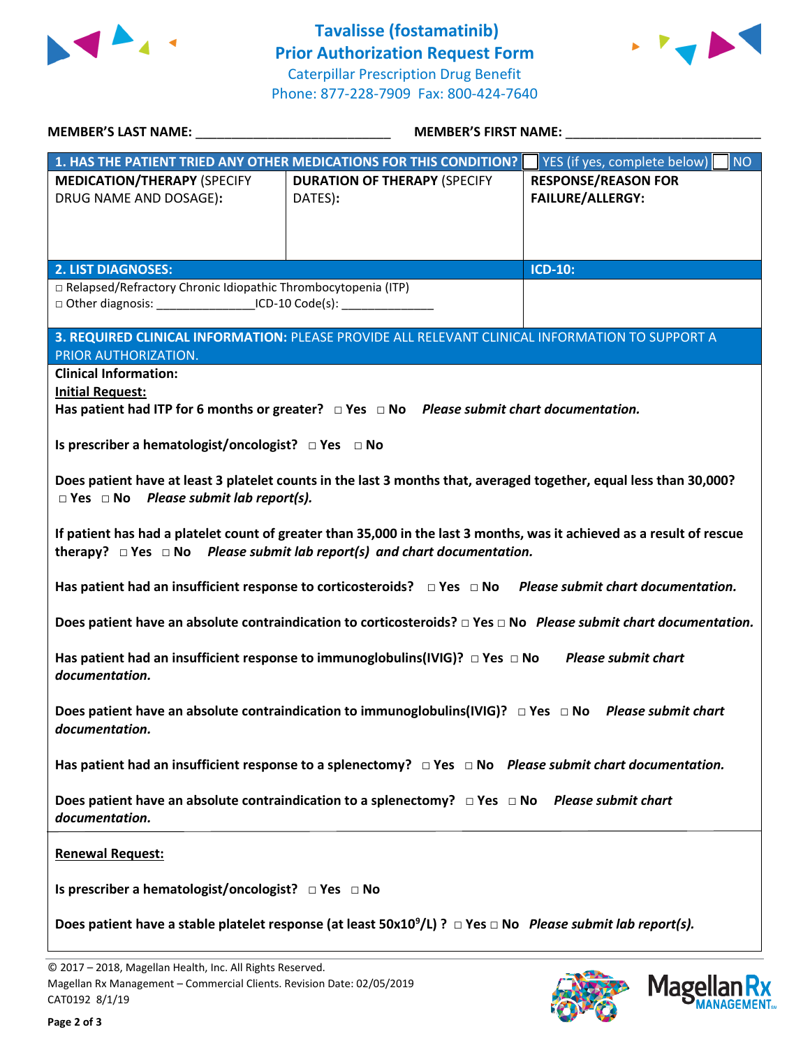# Tavalisse (fostamatinib)
## Prior Authorization Request Form
Caterpillar Prescription Drug Benefit
Phone: 877-228-7909 Fax: 800-424-7640

**MEMBER'S LAST NAME:** ___________________________ **MEMBER'S FIRST NAME:** ___________________________

| **1. HAS THE PATIENT TRIED ANY OTHER MEDICATIONS FOR THIS CONDITION?** | | ☐ YES (if yes, complete below) ☐ NO |
|---|---|---|
| **MEDICATION/THERAPY** (SPECIFY DRUG NAME AND DOSAGE): | **DURATION OF THERAPY** (SPECIFY DATES): | **RESPONSE/REASON FOR FAILURE/ALLERGY:** |
| | | |

| **2. LIST DIAGNOSES:** | **ICD-10:** |
|---|---|
| □ Relapsed/Refractory Chronic Idiopathic Thrombocytopenia (ITP)<br>□ Other diagnosis: _______________ICD-10 Code(s): ______________ | |

**3. REQUIRED CLINICAL INFORMATION:** PLEASE PROVIDE ALL RELEVANT CLINICAL INFORMATION TO SUPPORT A PRIOR AUTHORIZATION.

**Clinical Information:**

**Initial Request:**

**Has patient had ITP for 6 months or greater?** □ Yes □ No *Please submit chart documentation.*

**Is prescriber a hematologist/oncologist?** □ Yes □ No

**Does patient have at least 3 platelet counts in the last 3 months that, averaged together, equal less than 30,000?** □ Yes □ No *Please submit lab report(s).*

**If patient has had a platelet count of greater than 35,000 in the last 3 months, was it achieved as a result of rescue therapy?** □ Yes □ No *Please submit lab report(s) and chart documentation.*

**Has patient had an insufficient response to corticosteroids?** □ Yes □ No *Please submit chart documentation.*

**Does patient have an absolute contraindication to corticosteroids?** □ Yes □ No *Please submit chart documentation.*

**Has patient had an insufficient response to immunoglobulins(IVIG)?** □ Yes □ No *Please submit chart documentation.*

**Does patient have an absolute contraindication to immunoglobulins(IVIG)?** □ Yes □ No *Please submit chart documentation.*

**Has patient had an insufficient response to a splenectomy?** □ Yes □ No *Please submit chart documentation.*

**Does patient have an absolute contraindication to a splenectomy?** □ Yes □ No *Please submit chart documentation.*

**Renewal Request:**

**Is prescriber a hematologist/oncologist?** □ Yes □ No

**Does patient have a stable platelet response (at least $50x10^9$/L) ?** □ Yes □ No *Please submit lab report(s).*

© 2017 – 2018, Magellan Health, Inc. All Rights Reserved.
Magellan Rx Management – Commercial Clients. Revision Date: 02/05/2019
CAT0192 8/1/19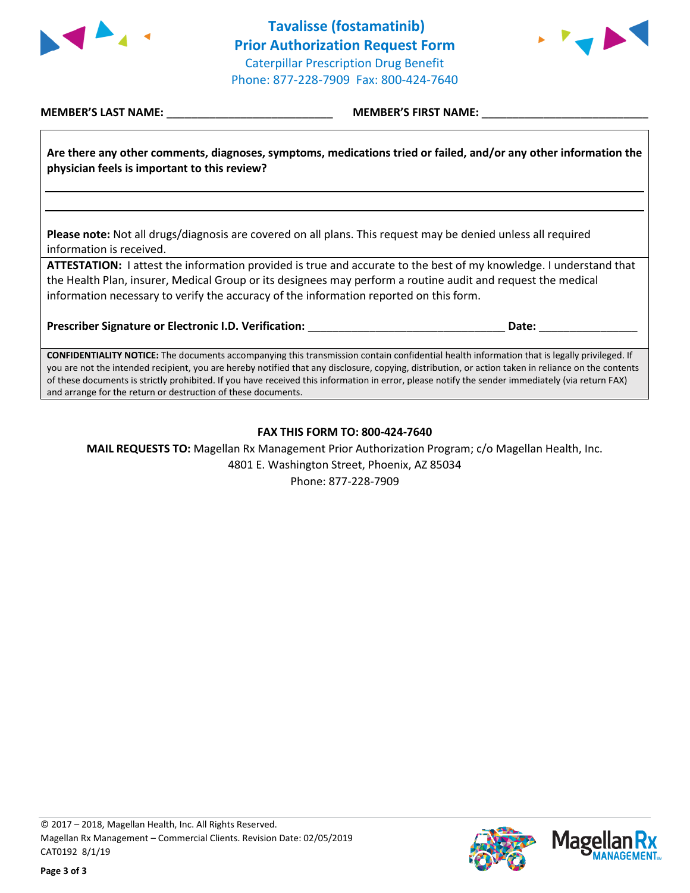# Tavalisse (fostamatinib)
## Prior Authorization Request Form

Caterpillar Prescription Drug Benefit
Phone: 877-228-7909 Fax: 800-424-7640

**MEMBER'S LAST NAME:** ___________________________ **MEMBER'S FIRST NAME:** ___________________________

**Are there any other comments, diagnoses, symptoms, medications tried or failed, and/or any other information the physician feels is important to this review?**

___________________________________________________________________________

___________________________________________________________________________

**Please note:** Not all drugs/diagnosis are covered on all plans. This request may be denied unless all required information is received.

**ATTESTATION:** I attest the information provided is true and accurate to the best of my knowledge. I understand that the Health Plan, insurer, Medical Group or its designees may perform a routine audit and request the medical information necessary to verify the accuracy of the information reported on this form.

**Prescriber Signature or Electronic I.D. Verification:** ________________________________ **Date:** _______________

**CONFIDENTIALITY NOTICE:** The documents accompanying this transmission contain confidential health information that is legally privileged. If you are not the intended recipient, you are hereby notified that any disclosure, copying, distribution, or action taken in reliance on the contents of these documents is strictly prohibited. If you have received this information in error, please notify the sender immediately (via return FAX) and arrange for the return or destruction of these documents.

**FAX THIS FORM TO: 800-424-7640**

**MAIL REQUESTS TO:** Magellan Rx Management Prior Authorization Program; c/o Magellan Health, Inc.
4801 E. Washington Street, Phoenix, AZ 85034
Phone: 877-228-7909

© 2017 – 2018, Magellan Health, Inc. All Rights Reserved.
Magellan Rx Management – Commercial Clients. Revision Date: 02/05/2019
CAT0192 8/1/19